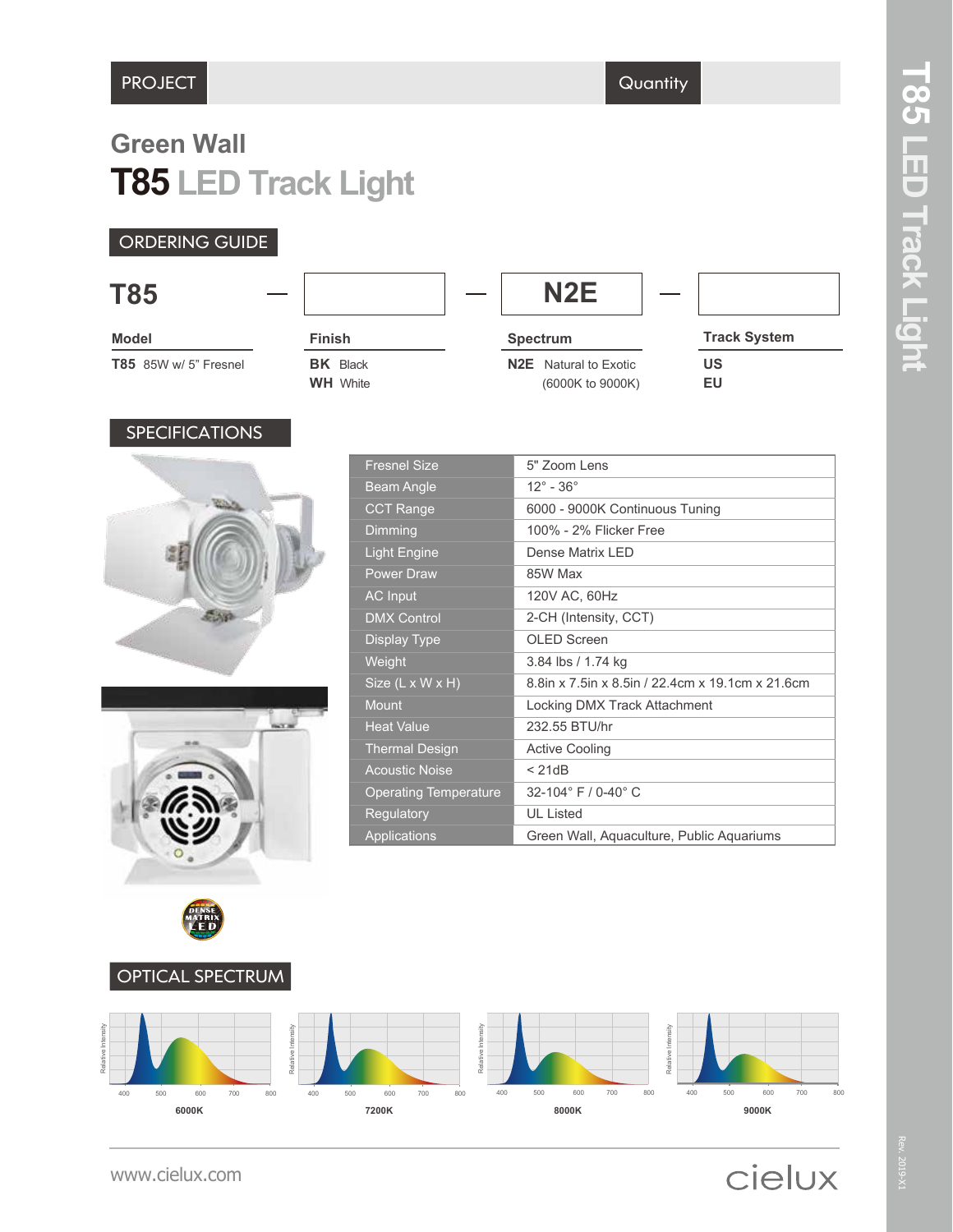| PROJECT | | Quantity | |
|---|---|---|---|

## Green Wall

# T85 LED Track Light

## ORDERING GUIDE

**T85** — [ ] — **N2E** — [ ]

| Model | Finish | Spectrum | Track System |
|---|---|---|---|
| **T85** 85W w/ 5" Fresnel | **BK** Black<br>**WH** White | **N2E** Natural to Exotic (6000K to 9000K) | **US**<br>**EU** |

## SPECIFICATIONS

| | |
|---|---|
| Fresnel Size | 5" Zoom Lens |
| Beam Angle | 12° - 36° |
| CCT Range | 6000 - 9000K Continuous Tuning |
| Dimming | 100% - 2% Flicker Free |
| Light Engine | Dense Matrix LED |
| Power Draw | 85W Max |
| AC Input | 120V AC, 60Hz |
| DMX Control | 2-CH (Intensity, CCT) |
| Display Type | OLED Screen |
| Weight | 3.84 lbs / 1.74 kg |
| Size (L x W x H) | 8.8in x 7.5in x 8.5in / 22.4cm x 19.1cm x 21.6cm |
| Mount | Locking DMX Track Attachment |
| Heat Value | 232.55 BTU/hr |
| Thermal Design | Active Cooling |
| Acoustic Noise | < 21dB |
| Operating Temperature | 32-104° F / 0-40° C |
| Regulatory | UL Listed |
| Applications | Green Wall, Aquaculture, Public Aquariums |

DENSE MATRIX LED

## OPTICAL SPECTRUM

6000K

7200K

8000K

9000K

www.cielux.com

cielux

Rev. 2019-X1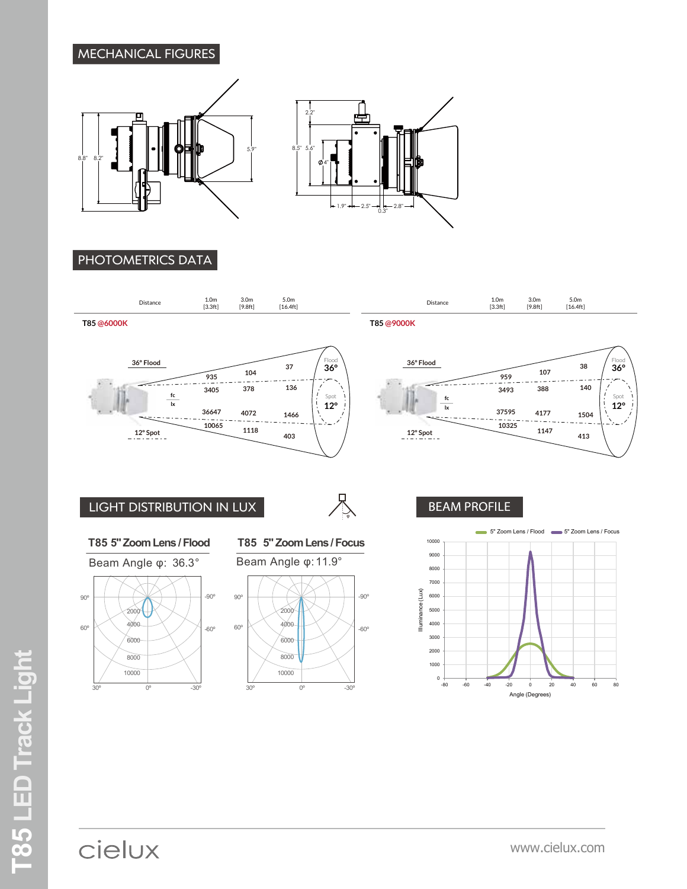## MECHANICAL FIGURES

8.8" 8.2" 5.9"

2.2" 8.5" 5.6" Ø4"

1.9" 2.5" 0.3" 2.8"

## PHOTOMETRICS DATA

Distance 1.0m [3.3ft] 3.0m [9.8ft] 5.0m [16.4ft]

**T85 @6000K**

36° Flood

fc / lx

| Distance | 1.0m [3.3ft] | 3.0m [9.8ft] | 5.0m [16.4ft] |
|---|---|---|---|
| 36° Flood (fc) | 935 | 104 | 37 |
| 36° Flood (lx) | 3405 | 378 | 136 |
| 12° Spot (lx) | 36647 | 4072 | 1466 |
| 12° Spot (fc) | 10065 | 1118 | 403 |

12° Spot

Flood 36°

Spot 12°

**T85 @9000K**

36° Flood

fc / lx

| Distance | 1.0m [3.3ft] | 3.0m [9.8ft] | 5.0m [16.4ft] |
|---|---|---|---|
| 36° Flood (fc) | 959 | 107 | 38 |
| 36° Flood (lx) | 3493 | 388 | 140 |
| 12° Spot (lx) | 37595 | 4177 | 1504 |
| 12° Spot (fc) | 10325 | 1147 | 413 |

12° Spot

Flood 36°

Spot 12°

## LIGHT DISTRIBUTION IN LUX

φ

**T85 5" Zoom Lens / Flood**

Beam Angle φ: 36.3°

90° -90° 60° -60° 2000 4000 6000 8000 10000 30° 0° -30°

**T85 5" Zoom Lens / Focus**

Beam Angle φ: 11.9°

90° -90° 60° -60° 2000 4000 6000 8000 10000 30° 0° -30°

## BEAM PROFILE

5" Zoom Lens / Flood 5" Zoom Lens / Focus

Illuminance (Lux)

10000 9000 8000 7000 6000 5000 4000 3000 2000 1000 0

-80 -60 -40 -20 0 20 40 60 80

Angle (Degrees)

cielux

www.cielux.com